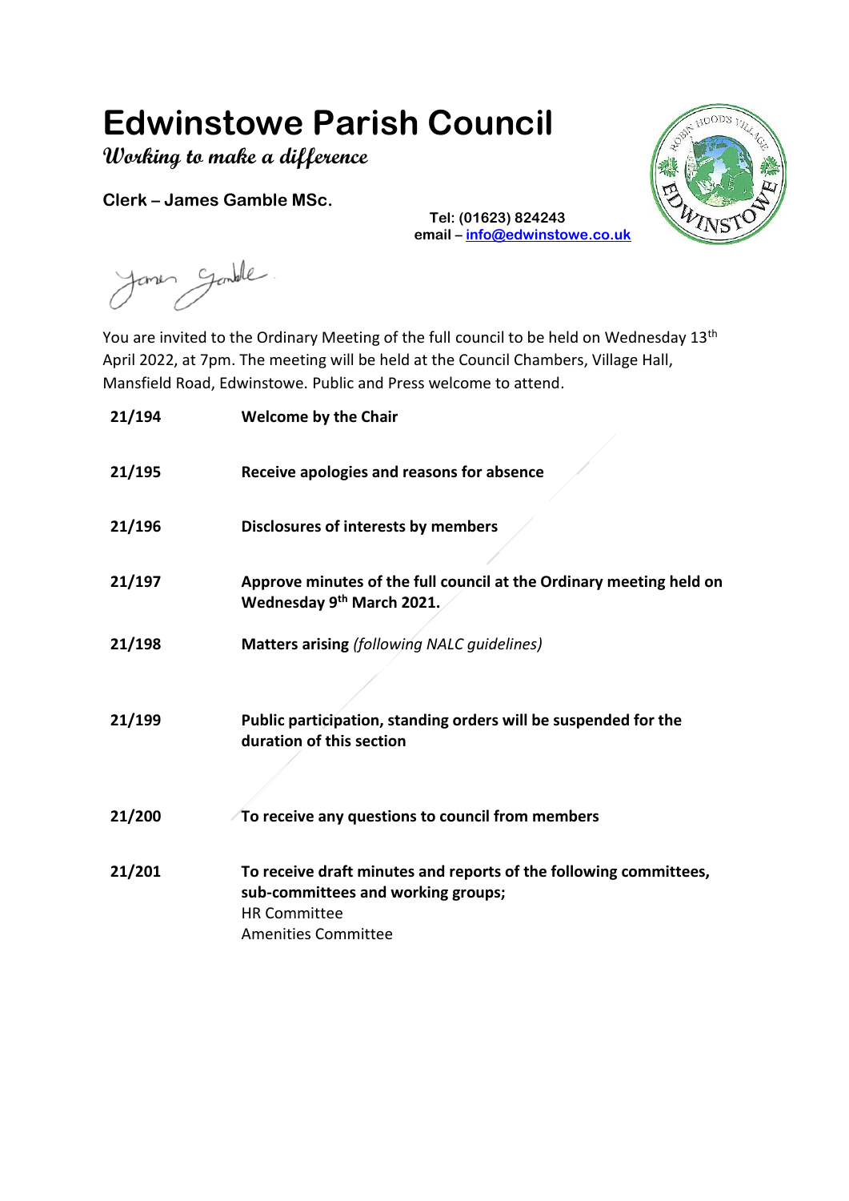# Edwinstowe Parish Council

**Working to make a difference**

**Clerk – James Gamble MSc.**

**Tel: (01623) 824243**
**email – info@edwinstowe.co.uk**

You are invited to the Ordinary Meeting of the full council to be held on Wednesday 13th April 2022, at 7pm. The meeting will be held at the Council Chambers, Village Hall, Mansfield Road, Edwinstowe. Public and Press welcome to attend.

**21/194** **Welcome by the Chair**

**21/195** **Receive apologies and reasons for absence**

**21/196** **Disclosures of interests by members**

**21/197** **Approve minutes of the full council at the Ordinary meeting held on Wednesday 9th March 2021.**

**21/198** **Matters arising** *(following NALC guidelines)*

**21/199** **Public participation, standing orders will be suspended for the duration of this section**

**21/200** **To receive any questions to council from members**

**21/201** **To receive draft minutes and reports of the following committees, sub-committees and working groups;**
HR Committee
Amenities Committee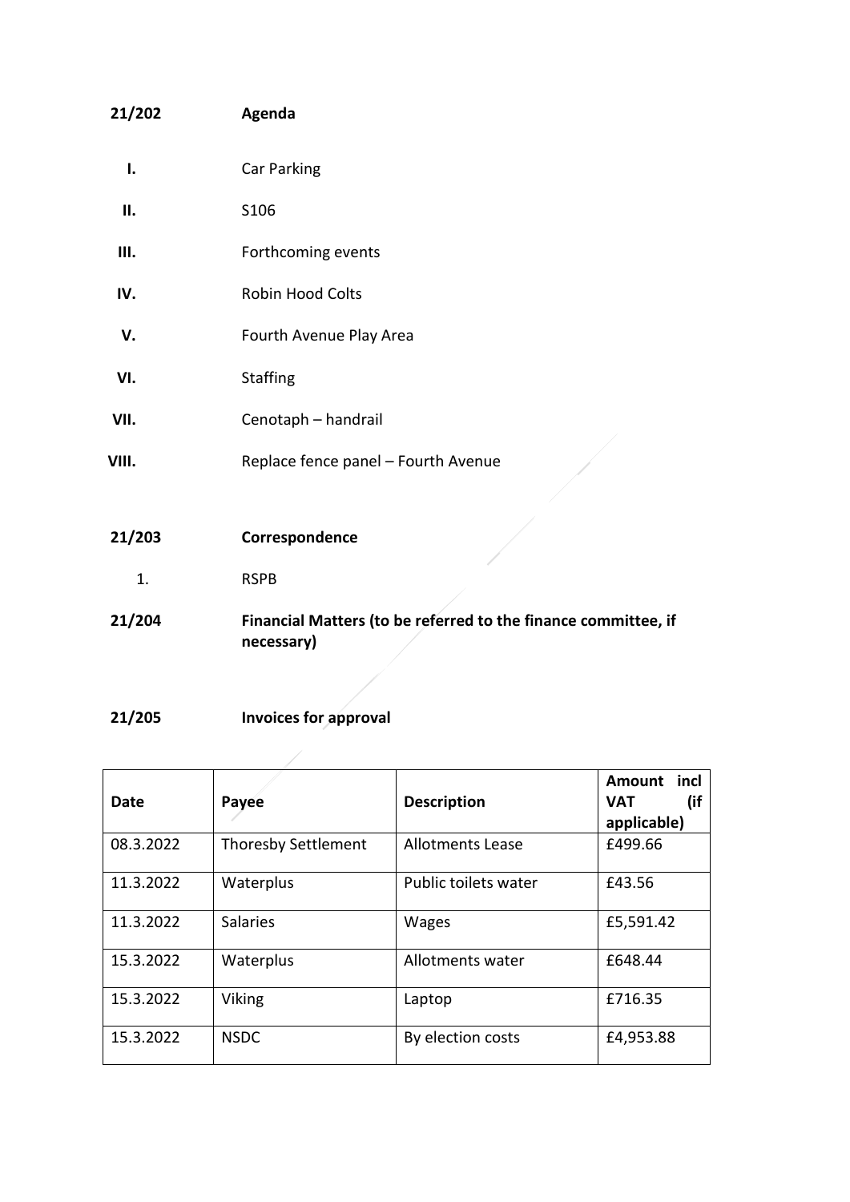**21/202 Agenda**

- **I.** Car Parking
- **II.** S106
- **III.** Forthcoming events
- **IV.** Robin Hood Colts
- **V.** Fourth Avenue Play Area
- **VI.** Staffing
- **VII.** Cenotaph – handrail
- **VIII.** Replace fence panel – Fourth Avenue

**21/203 Correspondence**

1. RSPB

**21/204 Financial Matters (to be referred to the finance committee, if necessary)**

**21/205 Invoices for approval**

| Date | Payee | Description | Amount incl VAT (if applicable) |
|---|---|---|---|
| 08.3.2022 | Thoresby Settlement | Allotments Lease | £499.66 |
| 11.3.2022 | Waterplus | Public toilets water | £43.56 |
| 11.3.2022 | Salaries | Wages | £5,591.42 |
| 15.3.2022 | Waterplus | Allotments water | £648.44 |
| 15.3.2022 | Viking | Laptop | £716.35 |
| 15.3.2022 | NSDC | By election costs | £4,953.88 |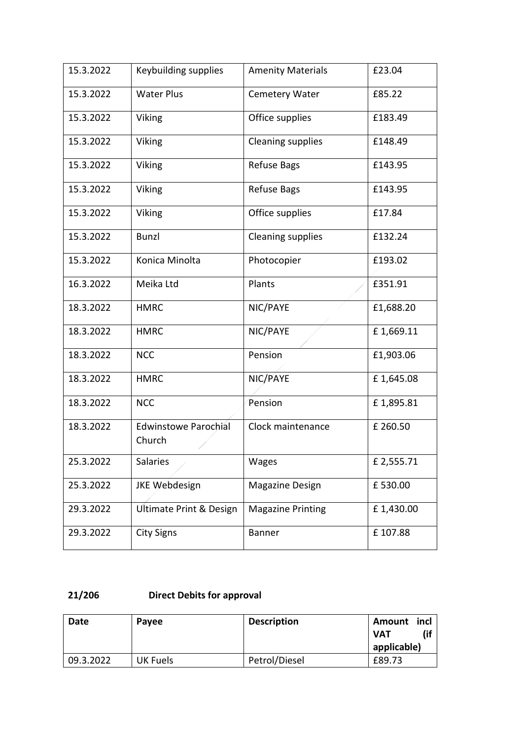| 15.3.2022 | Keybuilding supplies | Amenity Materials | £23.04 |
|---|---|---|---|
| 15.3.2022 | Water Plus | Cemetery Water | £85.22 |
| 15.3.2022 | Viking | Office supplies | £183.49 |
| 15.3.2022 | Viking | Cleaning supplies | £148.49 |
| 15.3.2022 | Viking | Refuse Bags | £143.95 |
| 15.3.2022 | Viking | Refuse Bags | £143.95 |
| 15.3.2022 | Viking | Office supplies | £17.84 |
| 15.3.2022 | Bunzl | Cleaning supplies | £132.24 |
| 15.3.2022 | Konica Minolta | Photocopier | £193.02 |
| 16.3.2022 | Meika Ltd | Plants | £351.91 |
| 18.3.2022 | HMRC | NIC/PAYE | £1,688.20 |
| 18.3.2022 | HMRC | NIC/PAYE | £ 1,669.11 |
| 18.3.2022 | NCC | Pension | £1,903.06 |
| 18.3.2022 | HMRC | NIC/PAYE | £ 1,645.08 |
| 18.3.2022 | NCC | Pension | £ 1,895.81 |
| 18.3.2022 | Edwinstowe Parochial Church | Clock maintenance | £ 260.50 |
| 25.3.2022 | Salaries | Wages | £ 2,555.71 |
| 25.3.2022 | JKE Webdesign | Magazine Design | £ 530.00 |
| 29.3.2022 | Ultimate Print & Design | Magazine Printing | £ 1,430.00 |
| 29.3.2022 | City Signs | Banner | £ 107.88 |

**21/206 Direct Debits for approval**

| Date | Payee | Description | Amount incl VAT (if applicable) |
|---|---|---|---|
| 09.3.2022 | UK Fuels | Petrol/Diesel | £89.73 |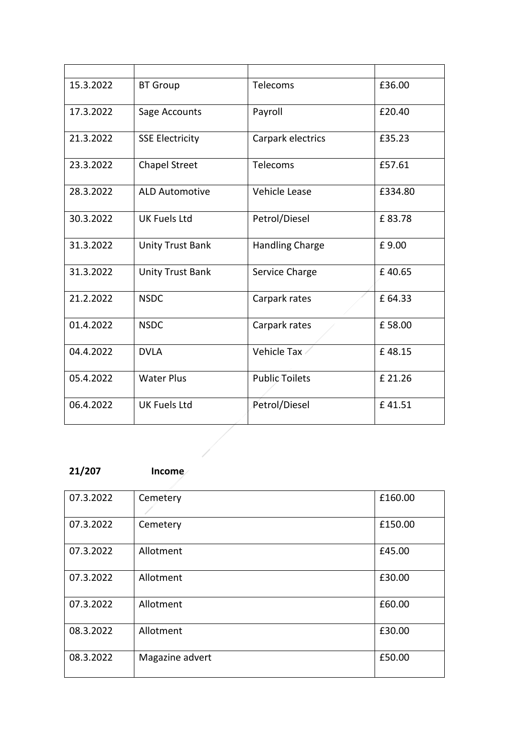| | | | |
|---|---|---|---|
| 15.3.2022 | BT Group | Telecoms | £36.00 |
| 17.3.2022 | Sage Accounts | Payroll | £20.40 |
| 21.3.2022 | SSE Electricity | Carpark electrics | £35.23 |
| 23.3.2022 | Chapel Street | Telecoms | £57.61 |
| 28.3.2022 | ALD Automotive | Vehicle Lease | £334.80 |
| 30.3.2022 | UK Fuels Ltd | Petrol/Diesel | £ 83.78 |
| 31.3.2022 | Unity Trust Bank | Handling Charge | £ 9.00 |
| 31.3.2022 | Unity Trust Bank | Service Charge | £ 40.65 |
| 21.2.2022 | NSDC | Carpark rates | £ 64.33 |
| 01.4.2022 | NSDC | Carpark rates | £ 58.00 |
| 04.4.2022 | DVLA | Vehicle Tax | £ 48.15 |
| 05.4.2022 | Water Plus | Public Toilets | £ 21.26 |
| 06.4.2022 | UK Fuels Ltd | Petrol/Diesel | £ 41.51 |

**21/207 Income**

| | | |
|---|---|---|
| 07.3.2022 | Cemetery | £160.00 |
| 07.3.2022 | Cemetery | £150.00 |
| 07.3.2022 | Allotment | £45.00 |
| 07.3.2022 | Allotment | £30.00 |
| 07.3.2022 | Allotment | £60.00 |
| 08.3.2022 | Allotment | £30.00 |
| 08.3.2022 | Magazine advert | £50.00 |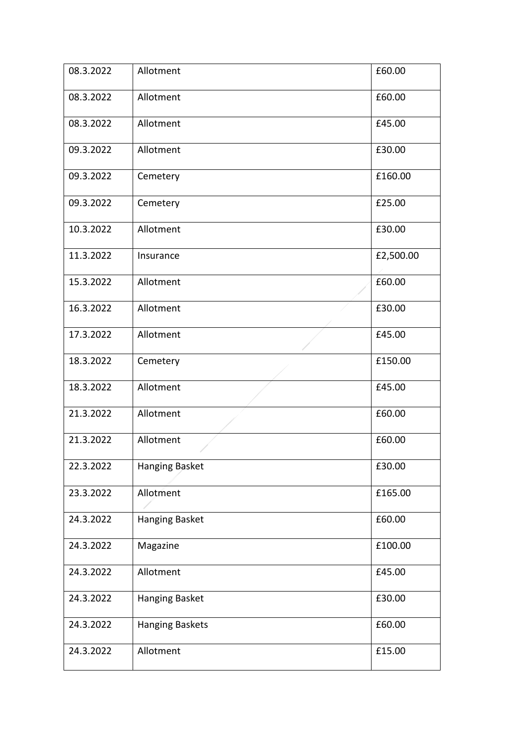| | | |
|---|---|---|
| 08.3.2022 | Allotment | £60.00 |
| 08.3.2022 | Allotment | £60.00 |
| 08.3.2022 | Allotment | £45.00 |
| 09.3.2022 | Allotment | £30.00 |
| 09.3.2022 | Cemetery | £160.00 |
| 09.3.2022 | Cemetery | £25.00 |
| 10.3.2022 | Allotment | £30.00 |
| 11.3.2022 | Insurance | £2,500.00 |
| 15.3.2022 | Allotment | £60.00 |
| 16.3.2022 | Allotment | £30.00 |
| 17.3.2022 | Allotment | £45.00 |
| 18.3.2022 | Cemetery | £150.00 |
| 18.3.2022 | Allotment | £45.00 |
| 21.3.2022 | Allotment | £60.00 |
| 21.3.2022 | Allotment | £60.00 |
| 22.3.2022 | Hanging Basket | £30.00 |
| 23.3.2022 | Allotment | £165.00 |
| 24.3.2022 | Hanging Basket | £60.00 |
| 24.3.2022 | Magazine | £100.00 |
| 24.3.2022 | Allotment | £45.00 |
| 24.3.2022 | Hanging Basket | £30.00 |
| 24.3.2022 | Hanging Baskets | £60.00 |
| 24.3.2022 | Allotment | £15.00 |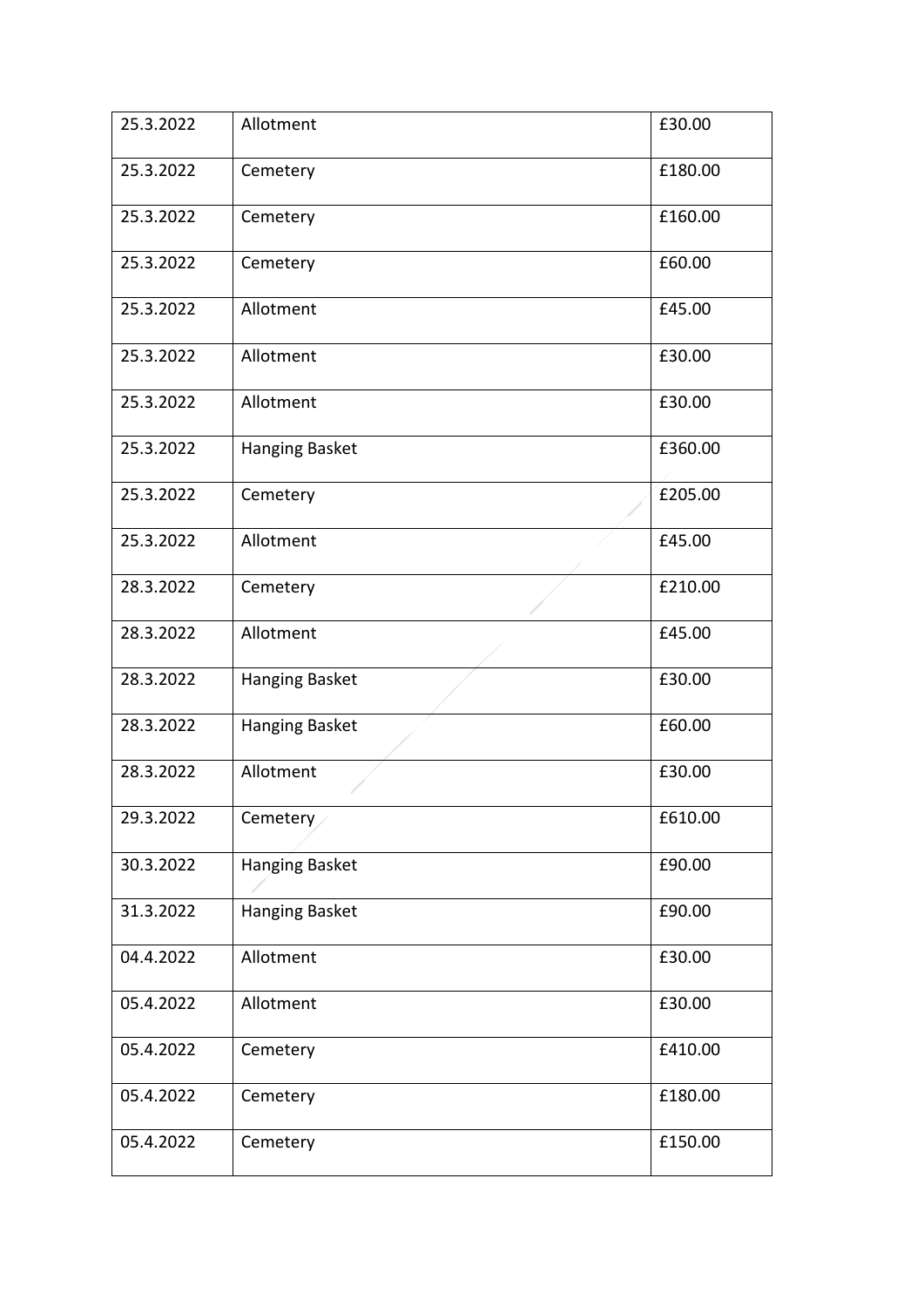| 25.3.2022 | Allotment | £30.00 |
|---|---|---|
| 25.3.2022 | Cemetery | £180.00 |
| 25.3.2022 | Cemetery | £160.00 |
| 25.3.2022 | Cemetery | £60.00 |
| 25.3.2022 | Allotment | £45.00 |
| 25.3.2022 | Allotment | £30.00 |
| 25.3.2022 | Allotment | £30.00 |
| 25.3.2022 | Hanging Basket | £360.00 |
| 25.3.2022 | Cemetery | £205.00 |
| 25.3.2022 | Allotment | £45.00 |
| 28.3.2022 | Cemetery | £210.00 |
| 28.3.2022 | Allotment | £45.00 |
| 28.3.2022 | Hanging Basket | £30.00 |
| 28.3.2022 | Hanging Basket | £60.00 |
| 28.3.2022 | Allotment | £30.00 |
| 29.3.2022 | Cemetery | £610.00 |
| 30.3.2022 | Hanging Basket | £90.00 |
| 31.3.2022 | Hanging Basket | £90.00 |
| 04.4.2022 | Allotment | £30.00 |
| 05.4.2022 | Allotment | £30.00 |
| 05.4.2022 | Cemetery | £410.00 |
| 05.4.2022 | Cemetery | £180.00 |
| 05.4.2022 | Cemetery | £150.00 |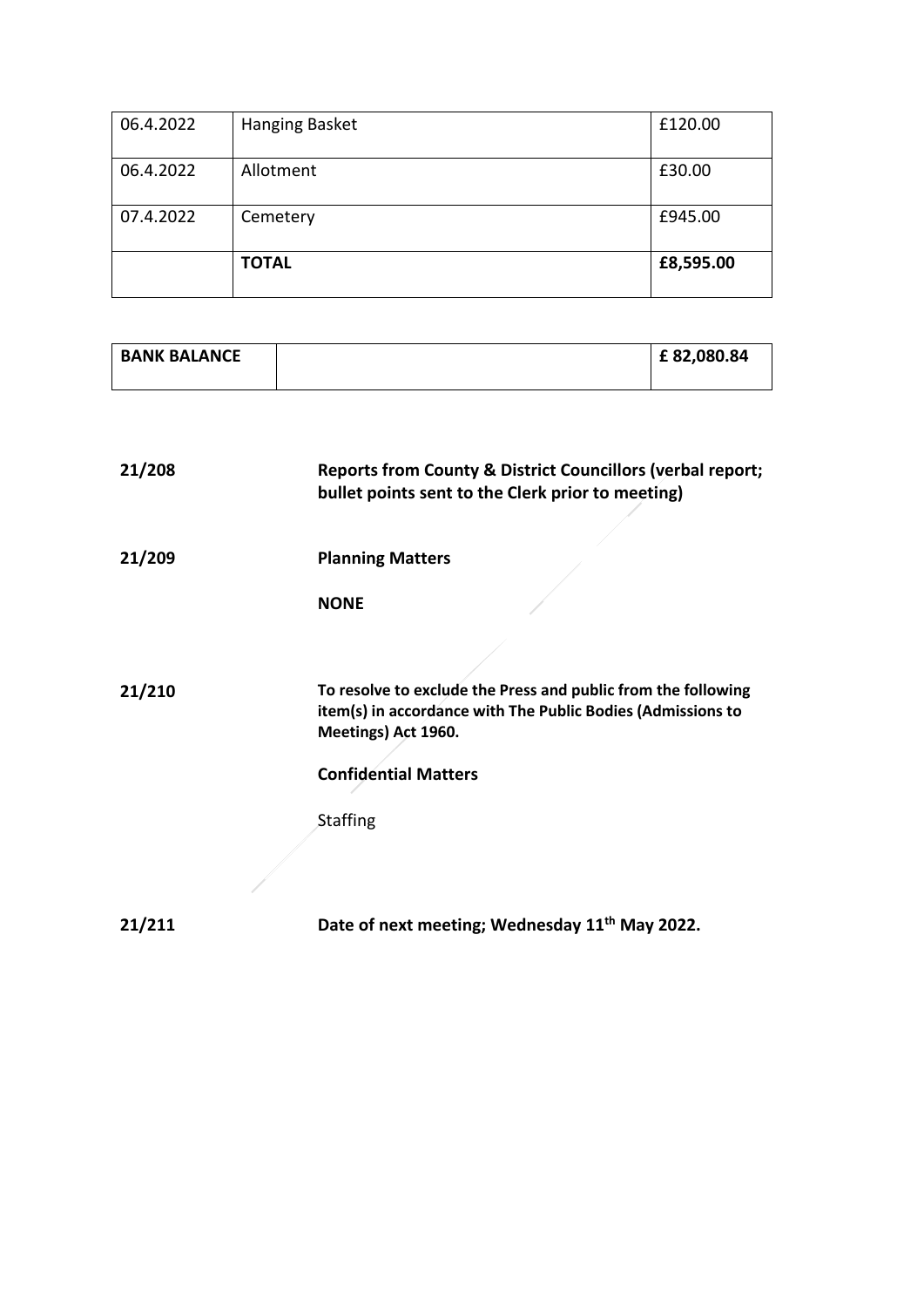| | | |
|---|---|---|
| 06.4.2022 | Hanging Basket | £120.00 |
| 06.4.2022 | Allotment | £30.00 |
| 07.4.2022 | Cemetery | £945.00 |
| | **TOTAL** | **£8,595.00** |

| | | |
|---|---|---|
| **BANK BALANCE** | | **£ 82,080.84** |

**21/208** **Reports from County & District Councillors (verbal report; bullet points sent to the Clerk prior to meeting)**

**21/209** **Planning Matters**

**NONE**

**21/210** **To resolve to exclude the Press and public from the following item(s) in accordance with The Public Bodies (Admissions to Meetings) Act 1960.**

**Confidential Matters**

Staffing

**21/211** **Date of next meeting; Wednesday 11th May 2022.**